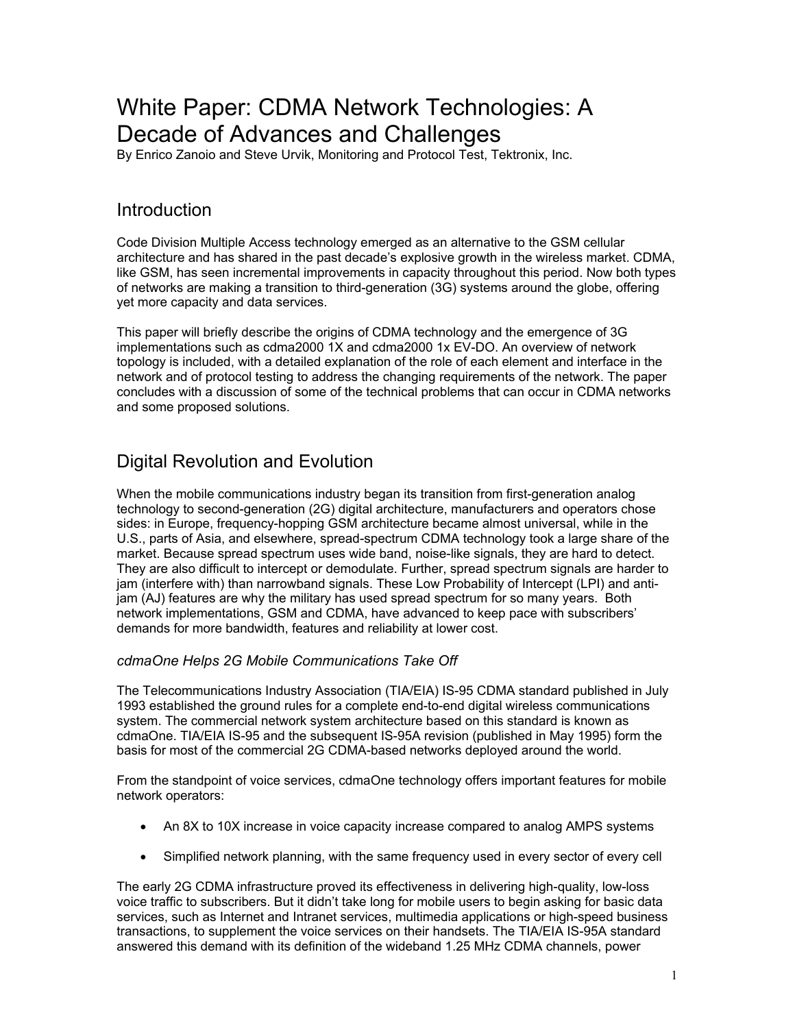# White Paper: CDMA Network Technologies: A Decade of Advances and Challenges

By Enrico Zanoio and Steve Urvik, Monitoring and Protocol Test, Tektronix, Inc.

## Introduction

Code Division Multiple Access technology emerged as an alternative to the GSM cellular architecture and has shared in the past decade's explosive growth in the wireless market. CDMA, like GSM, has seen incremental improvements in capacity throughout this period. Now both types of networks are making a transition to third-generation (3G) systems around the globe, offering yet more capacity and data services.

This paper will briefly describe the origins of CDMA technology and the emergence of 3G implementations such as cdma2000 1X and cdma2000 1x EV-DO. An overview of network topology is included, with a detailed explanation of the role of each element and interface in the network and of protocol testing to address the changing requirements of the network. The paper concludes with a discussion of some of the technical problems that can occur in CDMA networks and some proposed solutions.

## Digital Revolution and Evolution

When the mobile communications industry began its transition from first-generation analog technology to second-generation (2G) digital architecture, manufacturers and operators chose sides: in Europe, frequency-hopping GSM architecture became almost universal, while in the U.S., parts of Asia, and elsewhere, spread-spectrum CDMA technology took a large share of the market. Because spread spectrum uses wide band, noise-like signals, they are hard to detect. They are also difficult to intercept or demodulate. Further, spread spectrum signals are harder to jam (interfere with) than narrowband signals. These Low Probability of Intercept (LPI) and anti-jam (AJ) features are why the military has used spread spectrum for so many years. Both network implementations, GSM and CDMA, have advanced to keep pace with subscribers' demands for more bandwidth, features and reliability at lower cost.

### *cdmaOne Helps 2G Mobile Communications Take Off*

The Telecommunications Industry Association (TIA/EIA) IS-95 CDMA standard published in July 1993 established the ground rules for a complete end-to-end digital wireless communications system. The commercial network system architecture based on this standard is known as cdmaOne. TIA/EIA IS-95 and the subsequent IS-95A revision (published in May 1995) form the basis for most of the commercial 2G CDMA-based networks deployed around the world.

From the standpoint of voice services, cdmaOne technology offers important features for mobile network operators:

- An 8X to 10X increase in voice capacity increase compared to analog AMPS systems
- Simplified network planning, with the same frequency used in every sector of every cell

The early 2G CDMA infrastructure proved its effectiveness in delivering high-quality, low-loss voice traffic to subscribers. But it didn't take long for mobile users to begin asking for basic data services, such as Internet and Intranet services, multimedia applications or high-speed business transactions, to supplement the voice services on their handsets. The TIA/EIA IS-95A standard answered this demand with its definition of the wideband 1.25 MHz CDMA channels, power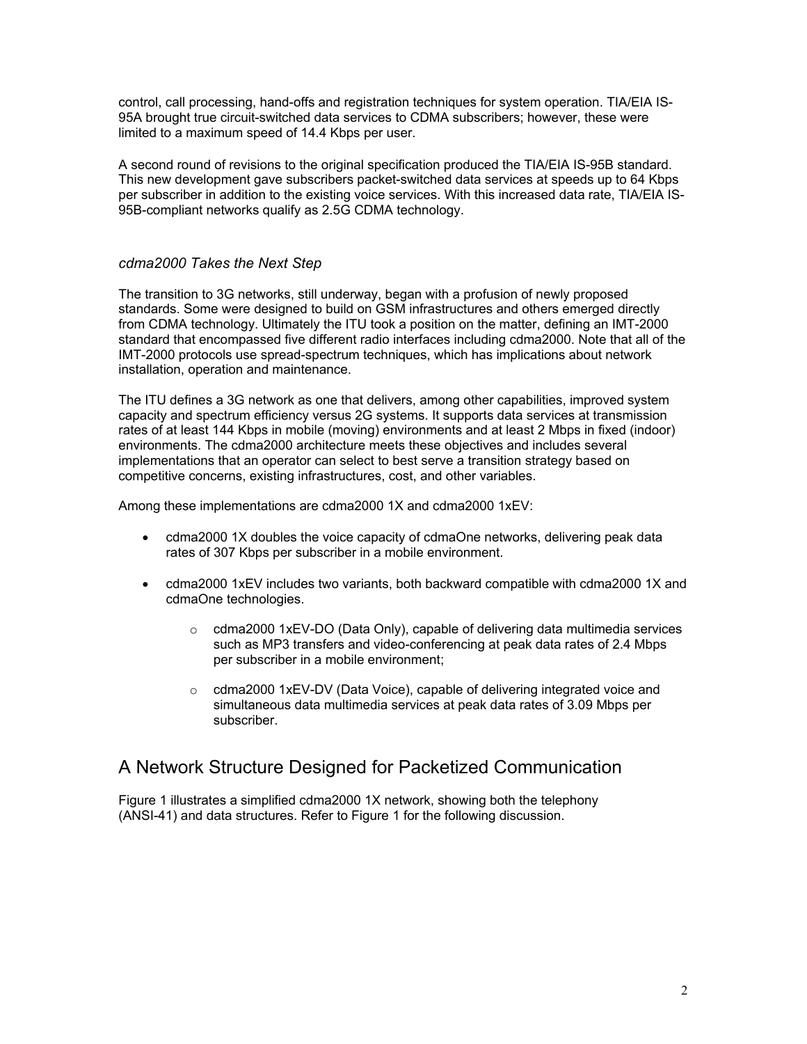control, call processing, hand-offs and registration techniques for system operation. TIA/EIA IS-95A brought true circuit-switched data services to CDMA subscribers; however, these were limited to a maximum speed of 14.4 Kbps per user.

A second round of revisions to the original specification produced the TIA/EIA IS-95B standard. This new development gave subscribers packet-switched data services at speeds up to 64 Kbps per subscriber in addition to the existing voice services. With this increased data rate, TIA/EIA IS-95B-compliant networks qualify as 2.5G CDMA technology.

### *cdma2000 Takes the Next Step*

The transition to 3G networks, still underway, began with a profusion of newly proposed standards. Some were designed to build on GSM infrastructures and others emerged directly from CDMA technology. Ultimately the ITU took a position on the matter, defining an IMT-2000 standard that encompassed five different radio interfaces including cdma2000. Note that all of the IMT-2000 protocols use spread-spectrum techniques, which has implications about network installation, operation and maintenance.

The ITU defines a 3G network as one that delivers, among other capabilities, improved system capacity and spectrum efficiency versus 2G systems. It supports data services at transmission rates of at least 144 Kbps in mobile (moving) environments and at least 2 Mbps in fixed (indoor) environments. The cdma2000 architecture meets these objectives and includes several implementations that an operator can select to best serve a transition strategy based on competitive concerns, existing infrastructures, cost, and other variables.

Among these implementations are cdma2000 1X and cdma2000 1xEV:

- cdma2000 1X doubles the voice capacity of cdmaOne networks, delivering peak data rates of 307 Kbps per subscriber in a mobile environment.
- cdma2000 1xEV includes two variants, both backward compatible with cdma2000 1X and cdmaOne technologies.
    - cdma2000 1xEV-DO (Data Only), capable of delivering data multimedia services such as MP3 transfers and video-conferencing at peak data rates of 2.4 Mbps per subscriber in a mobile environment;
    - cdma2000 1xEV-DV (Data Voice), capable of delivering integrated voice and simultaneous data multimedia services at peak data rates of 3.09 Mbps per subscriber.

## A Network Structure Designed for Packetized Communication

Figure 1 illustrates a simplified cdma2000 1X network, showing both the telephony (ANSI-41) and data structures. Refer to Figure 1 for the following discussion.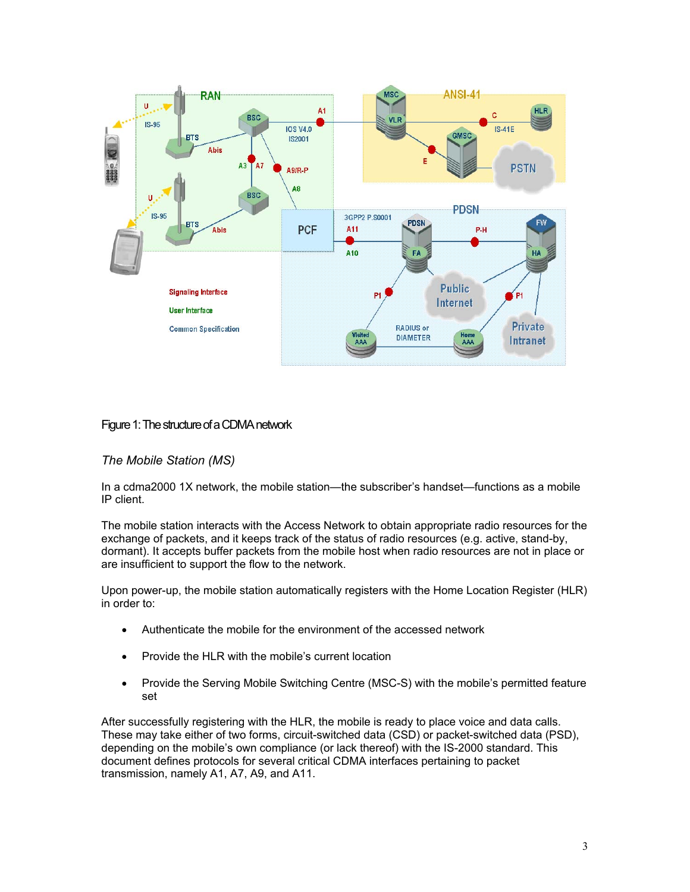Figure 1: The structure of a CDMA network

### *The Mobile Station (MS)*

In a cdma2000 1X network, the mobile station—the subscriber's handset—functions as a mobile IP client.

The mobile station interacts with the Access Network to obtain appropriate radio resources for the exchange of packets, and it keeps track of the status of radio resources (e.g. active, stand-by, dormant). It accepts buffer packets from the mobile host when radio resources are not in place or are insufficient to support the flow to the network.

Upon power-up, the mobile station automatically registers with the Home Location Register (HLR) in order to:

- Authenticate the mobile for the environment of the accessed network
- Provide the HLR with the mobile's current location
- Provide the Serving Mobile Switching Centre (MSC-S) with the mobile's permitted feature set

After successfully registering with the HLR, the mobile is ready to place voice and data calls. These may take either of two forms, circuit-switched data (CSD) or packet-switched data (PSD), depending on the mobile's own compliance (or lack thereof) with the IS-2000 standard. This document defines protocols for several critical CDMA interfaces pertaining to packet transmission, namely A1, A7, A9, and A11.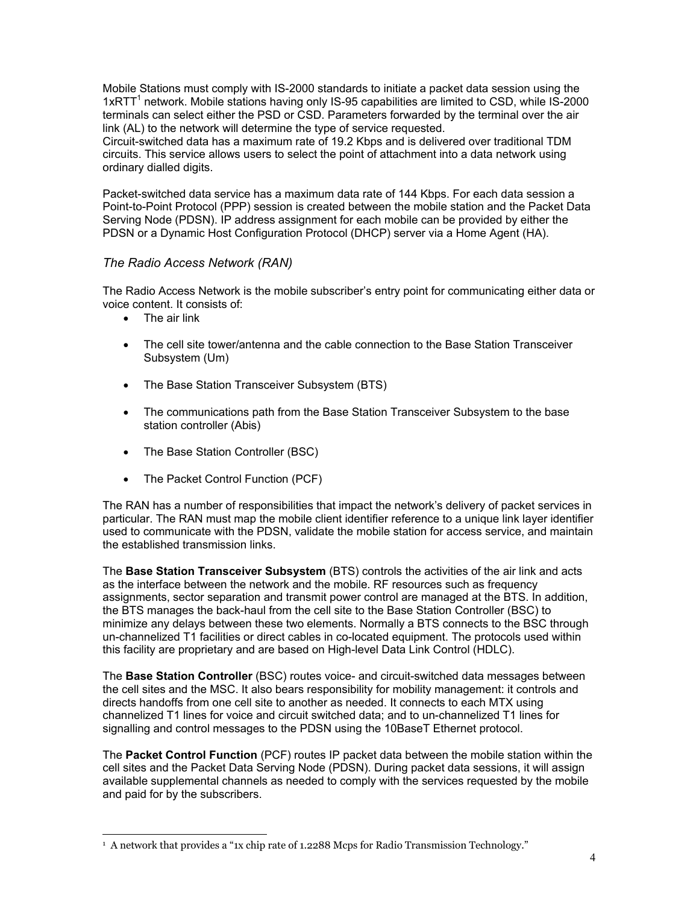Mobile Stations must comply with IS-2000 standards to initiate a packet data session using the 1xRTT[1] network. Mobile stations having only IS-95 capabilities are limited to CSD, while IS-2000 terminals can select either the PSD or CSD. Parameters forwarded by the terminal over the air link (AL) to the network will determine the type of service requested.
Circuit-switched data has a maximum rate of 19.2 Kbps and is delivered over traditional TDM circuits. This service allows users to select the point of attachment into a data network using ordinary dialled digits.

Packet-switched data service has a maximum data rate of 144 Kbps. For each data session a Point-to-Point Protocol (PPP) session is created between the mobile station and the Packet Data Serving Node (PDSN). IP address assignment for each mobile can be provided by either the PDSN or a Dynamic Host Configuration Protocol (DHCP) server via a Home Agent (HA).

### *The Radio Access Network (RAN)*

The Radio Access Network is the mobile subscriber's entry point for communicating either data or voice content. It consists of:

- The air link
- The cell site tower/antenna and the cable connection to the Base Station Transceiver Subsystem (Um)
- The Base Station Transceiver Subsystem (BTS)
- The communications path from the Base Station Transceiver Subsystem to the base station controller (Abis)
- The Base Station Controller (BSC)
- The Packet Control Function (PCF)

The RAN has a number of responsibilities that impact the network's delivery of packet services in particular. The RAN must map the mobile client identifier reference to a unique link layer identifier used to communicate with the PDSN, validate the mobile station for access service, and maintain the established transmission links.

The **Base Station Transceiver Subsystem** (BTS) controls the activities of the air link and acts as the interface between the network and the mobile. RF resources such as frequency assignments, sector separation and transmit power control are managed at the BTS. In addition, the BTS manages the back-haul from the cell site to the Base Station Controller (BSC) to minimize any delays between these two elements. Normally a BTS connects to the BSC through un-channelized T1 facilities or direct cables in co-located equipment. The protocols used within this facility are proprietary and are based on High-level Data Link Control (HDLC).

The **Base Station Controller** (BSC) routes voice- and circuit-switched data messages between the cell sites and the MSC. It also bears responsibility for mobility management: it controls and directs handoffs from one cell site to another as needed. It connects to each MTX using channelized T1 lines for voice and circuit switched data; and to un-channelized T1 lines for signalling and control messages to the PDSN using the 10BaseT Ethernet protocol.

The **Packet Control Function** (PCF) routes IP packet data between the mobile station within the cell sites and the Packet Data Serving Node (PDSN). During packet data sessions, it will assign available supplemental channels as needed to comply with the services requested by the mobile and paid for by the subscribers.

[1] A network that provides a "1x chip rate of 1.2288 Mcps for Radio Transmission Technology."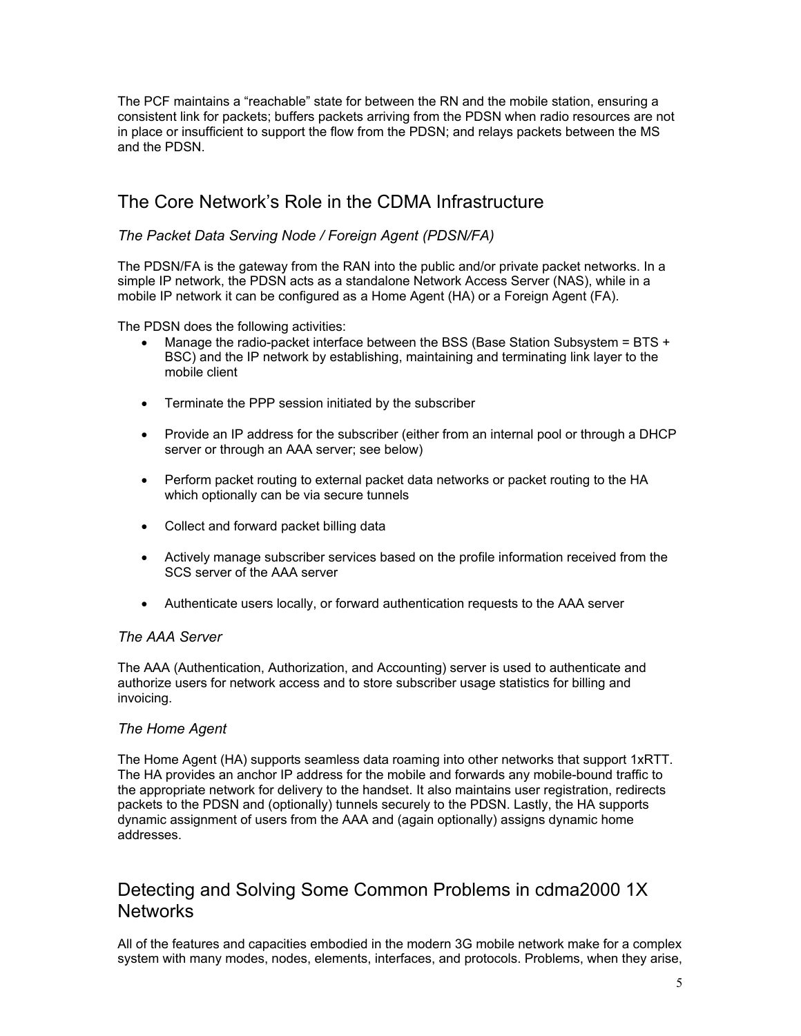The PCF maintains a "reachable" state for between the RN and the mobile station, ensuring a consistent link for packets; buffers packets arriving from the PDSN when radio resources are not in place or insufficient to support the flow from the PDSN; and relays packets between the MS and the PDSN.

## The Core Network's Role in the CDMA Infrastructure

### *The Packet Data Serving Node / Foreign Agent (PDSN/FA)*

The PDSN/FA is the gateway from the RAN into the public and/or private packet networks. In a simple IP network, the PDSN acts as a standalone Network Access Server (NAS), while in a mobile IP network it can be configured as a Home Agent (HA) or a Foreign Agent (FA).

The PDSN does the following activities:

- Manage the radio-packet interface between the BSS (Base Station Subsystem = BTS + BSC) and the IP network by establishing, maintaining and terminating link layer to the mobile client
- Terminate the PPP session initiated by the subscriber
- Provide an IP address for the subscriber (either from an internal pool or through a DHCP server or through an AAA server; see below)
- Perform packet routing to external packet data networks or packet routing to the HA which optionally can be via secure tunnels
- Collect and forward packet billing data
- Actively manage subscriber services based on the profile information received from the SCS server of the AAA server
- Authenticate users locally, or forward authentication requests to the AAA server

### *The AAA Server*

The AAA (Authentication, Authorization, and Accounting) server is used to authenticate and authorize users for network access and to store subscriber usage statistics for billing and invoicing.

### *The Home Agent*

The Home Agent (HA) supports seamless data roaming into other networks that support 1xRTT. The HA provides an anchor IP address for the mobile and forwards any mobile-bound traffic to the appropriate network for delivery to the handset. It also maintains user registration, redirects packets to the PDSN and (optionally) tunnels securely to the PDSN. Lastly, the HA supports dynamic assignment of users from the AAA and (again optionally) assigns dynamic home addresses.

## Detecting and Solving Some Common Problems in cdma2000 1X Networks

All of the features and capacities embodied in the modern 3G mobile network make for a complex system with many modes, nodes, elements, interfaces, and protocols. Problems, when they arise,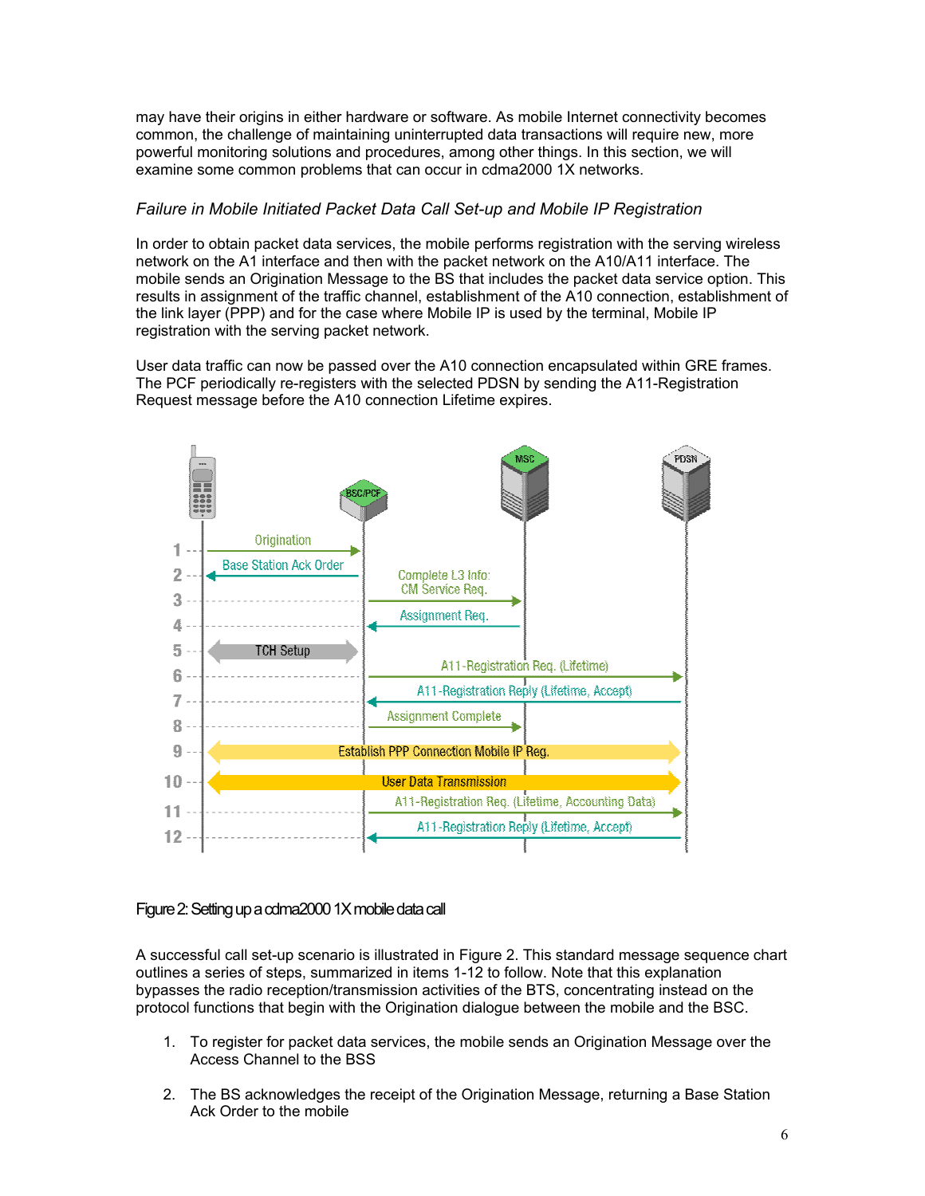may have their origins in either hardware or software. As mobile Internet connectivity becomes common, the challenge of maintaining uninterrupted data transactions will require new, more powerful monitoring solutions and procedures, among other things. In this section, we will examine some common problems that can occur in cdma2000 1X networks.

### *Failure in Mobile Initiated Packet Data Call Set-up and Mobile IP Registration*

In order to obtain packet data services, the mobile performs registration with the serving wireless network on the A1 interface and then with the packet network on the A10/A11 interface. The mobile sends an Origination Message to the BS that includes the packet data service option. This results in assignment of the traffic channel, establishment of the A10 connection, establishment of the link layer (PPP) and for the case where Mobile IP is used by the terminal, Mobile IP registration with the serving packet network.

User data traffic can now be passed over the A10 connection encapsulated within GRE frames. The PCF periodically re-registers with the selected PDSN by sending the A11-Registration Request message before the A10 connection Lifetime expires.

Figure 2: Setting up a cdma2000 1X mobile data call

A successful call set-up scenario is illustrated in Figure 2. This standard message sequence chart outlines a series of steps, summarized in items 1-12 to follow. Note that this explanation bypasses the radio reception/transmission activities of the BTS, concentrating instead on the protocol functions that begin with the Origination dialogue between the mobile and the BSC.

1. To register for packet data services, the mobile sends an Origination Message over the Access Channel to the BSS

2. The BS acknowledges the receipt of the Origination Message, returning a Base Station Ack Order to the mobile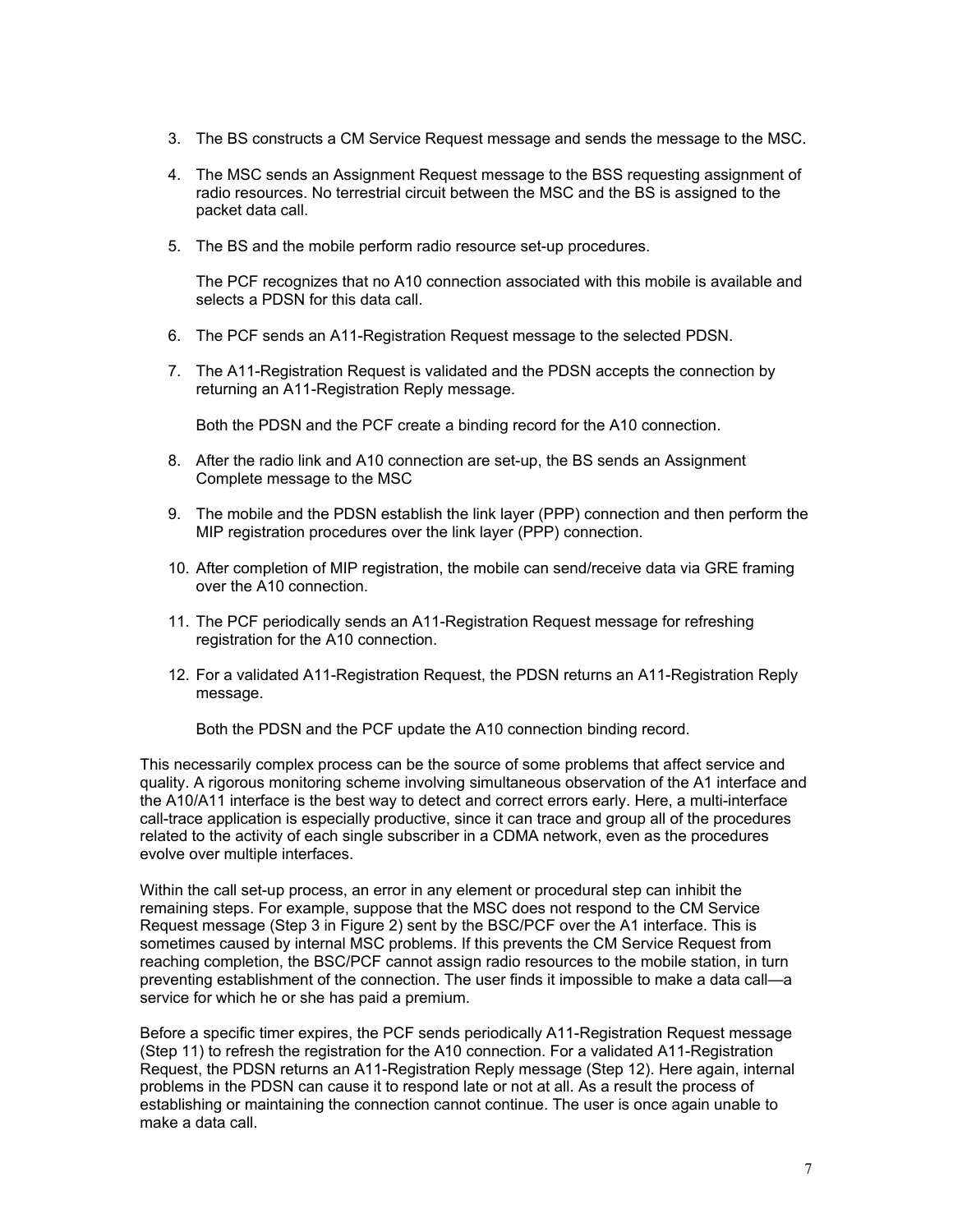3. The BS constructs a CM Service Request message and sends the message to the MSC.

4. The MSC sends an Assignment Request message to the BSS requesting assignment of radio resources. No terrestrial circuit between the MSC and the BS is assigned to the packet data call.

5. The BS and the mobile perform radio resource set-up procedures.

   The PCF recognizes that no A10 connection associated with this mobile is available and selects a PDSN for this data call.

6. The PCF sends an A11-Registration Request message to the selected PDSN.

7. The A11-Registration Request is validated and the PDSN accepts the connection by returning an A11-Registration Reply message.

   Both the PDSN and the PCF create a binding record for the A10 connection.

8. After the radio link and A10 connection are set-up, the BS sends an Assignment Complete message to the MSC

9. The mobile and the PDSN establish the link layer (PPP) connection and then perform the MIP registration procedures over the link layer (PPP) connection.

10. After completion of MIP registration, the mobile can send/receive data via GRE framing over the A10 connection.

11. The PCF periodically sends an A11-Registration Request message for refreshing registration for the A10 connection.

12. For a validated A11-Registration Request, the PDSN returns an A11-Registration Reply message.

    Both the PDSN and the PCF update the A10 connection binding record.

This necessarily complex process can be the source of some problems that affect service and quality. A rigorous monitoring scheme involving simultaneous observation of the A1 interface and the A10/A11 interface is the best way to detect and correct errors early. Here, a multi-interface call-trace application is especially productive, since it can trace and group all of the procedures related to the activity of each single subscriber in a CDMA network, even as the procedures evolve over multiple interfaces.

Within the call set-up process, an error in any element or procedural step can inhibit the remaining steps. For example, suppose that the MSC does not respond to the CM Service Request message (Step 3 in Figure 2) sent by the BSC/PCF over the A1 interface. This is sometimes caused by internal MSC problems. If this prevents the CM Service Request from reaching completion, the BSC/PCF cannot assign radio resources to the mobile station, in turn preventing establishment of the connection. The user finds it impossible to make a data call—a service for which he or she has paid a premium.

Before a specific timer expires, the PCF sends periodically A11-Registration Request message (Step 11) to refresh the registration for the A10 connection. For a validated A11-Registration Request, the PDSN returns an A11-Registration Reply message (Step 12). Here again, internal problems in the PDSN can cause it to respond late or not at all. As a result the process of establishing or maintaining the connection cannot continue. The user is once again unable to make a data call.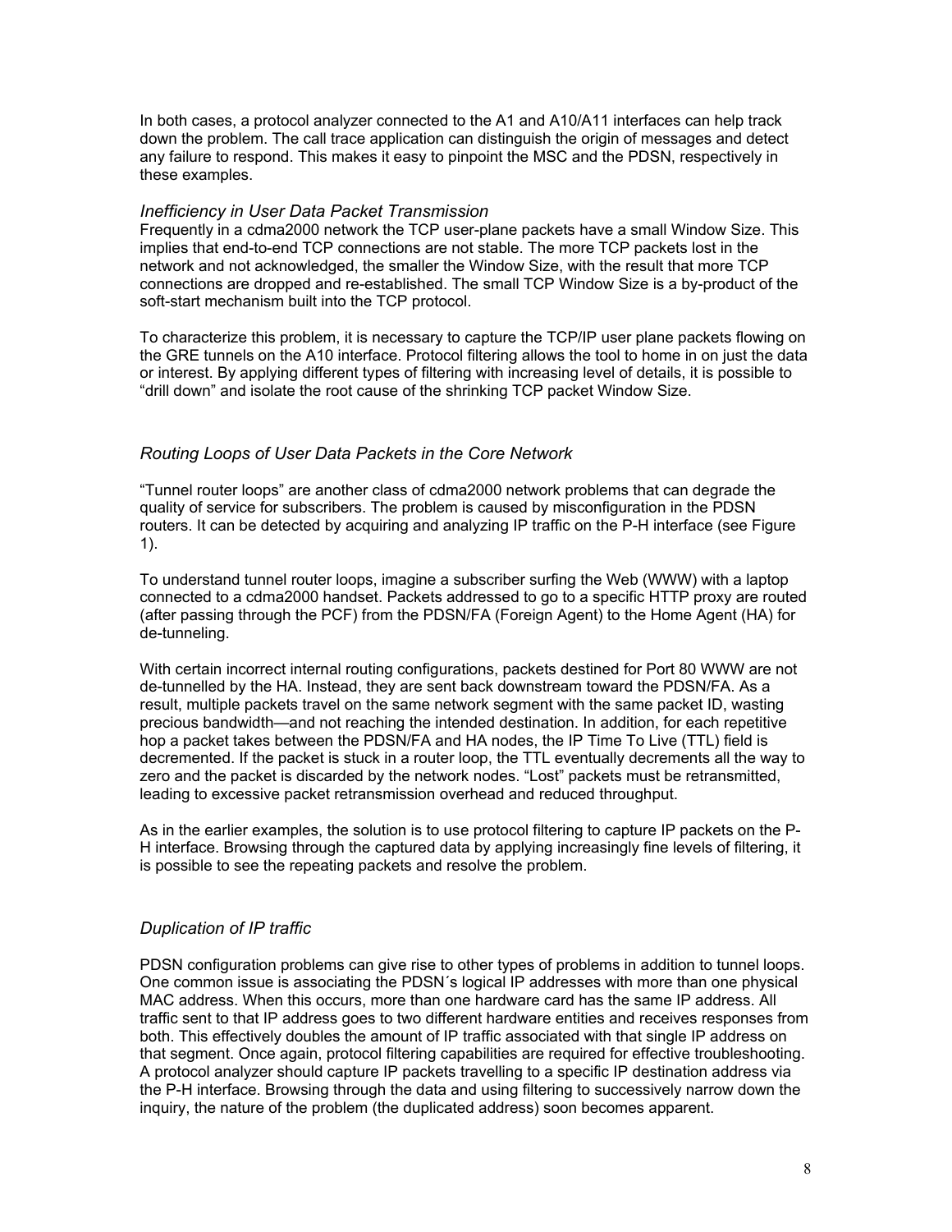In both cases, a protocol analyzer connected to the A1 and A10/A11 interfaces can help track down the problem. The call trace application can distinguish the origin of messages and detect any failure to respond. This makes it easy to pinpoint the MSC and the PDSN, respectively in these examples.

### *Inefficiency in User Data Packet Transmission*

Frequently in a cdma2000 network the TCP user-plane packets have a small Window Size. This implies that end-to-end TCP connections are not stable. The more TCP packets lost in the network and not acknowledged, the smaller the Window Size, with the result that more TCP connections are dropped and re-established. The small TCP Window Size is a by-product of the soft-start mechanism built into the TCP protocol.

To characterize this problem, it is necessary to capture the TCP/IP user plane packets flowing on the GRE tunnels on the A10 interface. Protocol filtering allows the tool to home in on just the data or interest. By applying different types of filtering with increasing level of details, it is possible to "drill down" and isolate the root cause of the shrinking TCP packet Window Size.

### *Routing Loops of User Data Packets in the Core Network*

"Tunnel router loops" are another class of cdma2000 network problems that can degrade the quality of service for subscribers. The problem is caused by misconfiguration in the PDSN routers. It can be detected by acquiring and analyzing IP traffic on the P-H interface (see Figure 1).

To understand tunnel router loops, imagine a subscriber surfing the Web (WWW) with a laptop connected to a cdma2000 handset. Packets addressed to go to a specific HTTP proxy are routed (after passing through the PCF) from the PDSN/FA (Foreign Agent) to the Home Agent (HA) for de-tunneling.

With certain incorrect internal routing configurations, packets destined for Port 80 WWW are not de-tunnelled by the HA. Instead, they are sent back downstream toward the PDSN/FA. As a result, multiple packets travel on the same network segment with the same packet ID, wasting precious bandwidth—and not reaching the intended destination. In addition, for each repetitive hop a packet takes between the PDSN/FA and HA nodes, the IP Time To Live (TTL) field is decremented. If the packet is stuck in a router loop, the TTL eventually decrements all the way to zero and the packet is discarded by the network nodes. "Lost" packets must be retransmitted, leading to excessive packet retransmission overhead and reduced throughput.

As in the earlier examples, the solution is to use protocol filtering to capture IP packets on the P-H interface. Browsing through the captured data by applying increasingly fine levels of filtering, it is possible to see the repeating packets and resolve the problem.

### *Duplication of IP traffic*

PDSN configuration problems can give rise to other types of problems in addition to tunnel loops. One common issue is associating the PDSN´s logical IP addresses with more than one physical MAC address. When this occurs, more than one hardware card has the same IP address. All traffic sent to that IP address goes to two different hardware entities and receives responses from both. This effectively doubles the amount of IP traffic associated with that single IP address on that segment. Once again, protocol filtering capabilities are required for effective troubleshooting. A protocol analyzer should capture IP packets travelling to a specific IP destination address via the P-H interface. Browsing through the data and using filtering to successively narrow down the inquiry, the nature of the problem (the duplicated address) soon becomes apparent.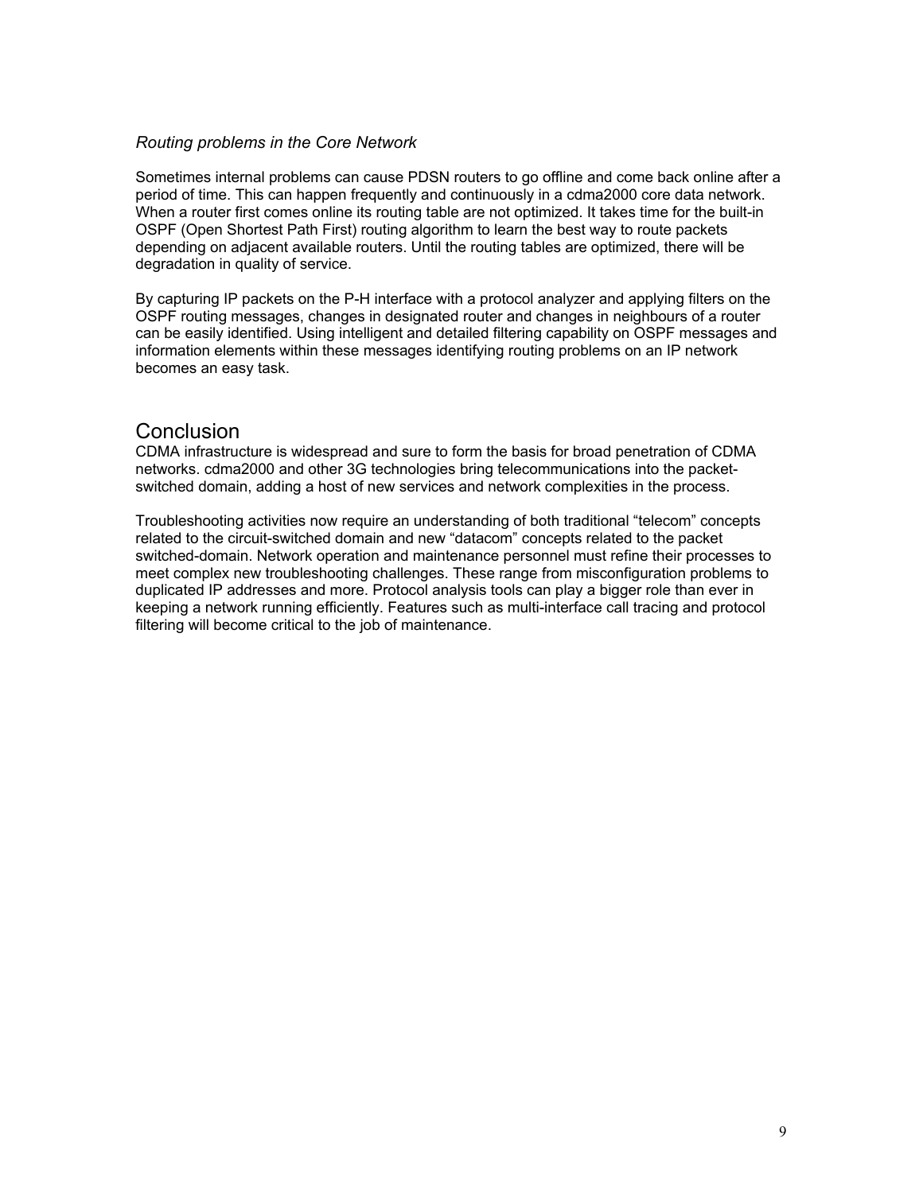*Routing problems in the Core Network*

Sometimes internal problems can cause PDSN routers to go offline and come back online after a period of time. This can happen frequently and continuously in a cdma2000 core data network. When a router first comes online its routing table are not optimized. It takes time for the built-in OSPF (Open Shortest Path First) routing algorithm to learn the best way to route packets depending on adjacent available routers. Until the routing tables are optimized, there will be degradation in quality of service.

By capturing IP packets on the P-H interface with a protocol analyzer and applying filters on the OSPF routing messages, changes in designated router and changes in neighbours of a router can be easily identified. Using intelligent and detailed filtering capability on OSPF messages and information elements within these messages identifying routing problems on an IP network becomes an easy task.

## Conclusion

CDMA infrastructure is widespread and sure to form the basis for broad penetration of CDMA networks. cdma2000 and other 3G technologies bring telecommunications into the packet-switched domain, adding a host of new services and network complexities in the process.

Troubleshooting activities now require an understanding of both traditional "telecom" concepts related to the circuit-switched domain and new "datacom" concepts related to the packet switched-domain. Network operation and maintenance personnel must refine their processes to meet complex new troubleshooting challenges. These range from misconfiguration problems to duplicated IP addresses and more. Protocol analysis tools can play a bigger role than ever in keeping a network running efficiently. Features such as multi-interface call tracing and protocol filtering will become critical to the job of maintenance.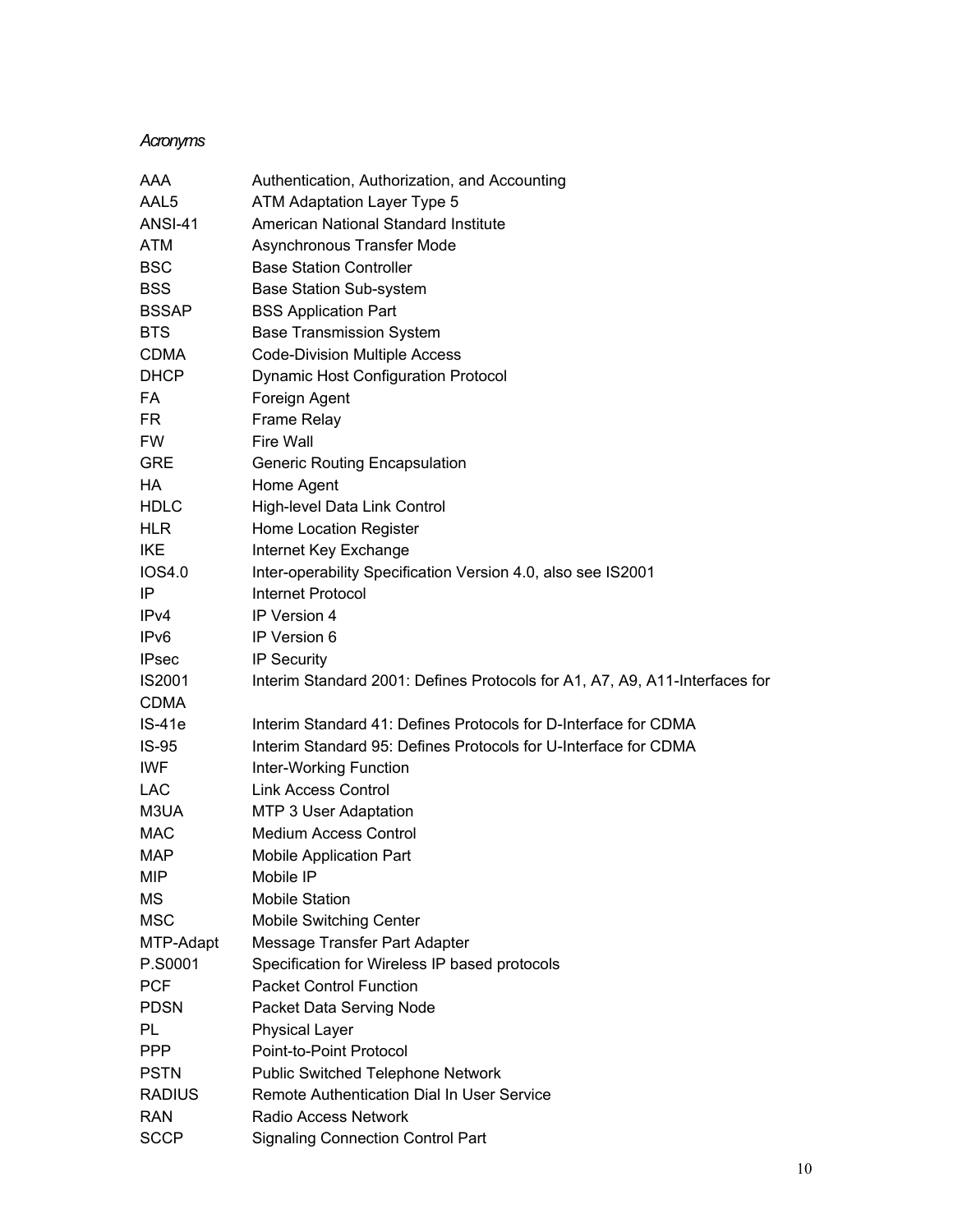*Acronyms*

| | |
|---|---|
| AAA | Authentication, Authorization, and Accounting |
| AAL5 | ATM Adaptation Layer Type 5 |
| ANSI-41 | American National Standard Institute |
| ATM | Asynchronous Transfer Mode |
| BSC | Base Station Controller |
| BSS | Base Station Sub-system |
| BSSAP | BSS Application Part |
| BTS | Base Transmission System |
| CDMA | Code-Division Multiple Access |
| DHCP | Dynamic Host Configuration Protocol |
| FA | Foreign Agent |
| FR | Frame Relay |
| FW | Fire Wall |
| GRE | Generic Routing Encapsulation |
| HA | Home Agent |
| HDLC | High-level Data Link Control |
| HLR | Home Location Register |
| IKE | Internet Key Exchange |
| IOS4.0 | Inter-operability Specification Version 4.0, also see IS2001 |
| IP | Internet Protocol |
| IPv4 | IP Version 4 |
| IPv6 | IP Version 6 |
| IPsec | IP Security |
| IS2001 | Interim Standard 2001: Defines Protocols for A1, A7, A9, A11-Interfaces for CDMA |
| IS-41e | Interim Standard 41: Defines Protocols for D-Interface for CDMA |
| IS-95 | Interim Standard 95: Defines Protocols for U-Interface for CDMA |
| IWF | Inter-Working Function |
| LAC | Link Access Control |
| M3UA | MTP 3 User Adaptation |
| MAC | Medium Access Control |
| MAP | Mobile Application Part |
| MIP | Mobile IP |
| MS | Mobile Station |
| MSC | Mobile Switching Center |
| MTP-Adapt | Message Transfer Part Adapter |
| P.S0001 | Specification for Wireless IP based protocols |
| PCF | Packet Control Function |
| PDSN | Packet Data Serving Node |
| PL | Physical Layer |
| PPP | Point-to-Point Protocol |
| PSTN | Public Switched Telephone Network |
| RADIUS | Remote Authentication Dial In User Service |
| RAN | Radio Access Network |
| SCCP | Signaling Connection Control Part |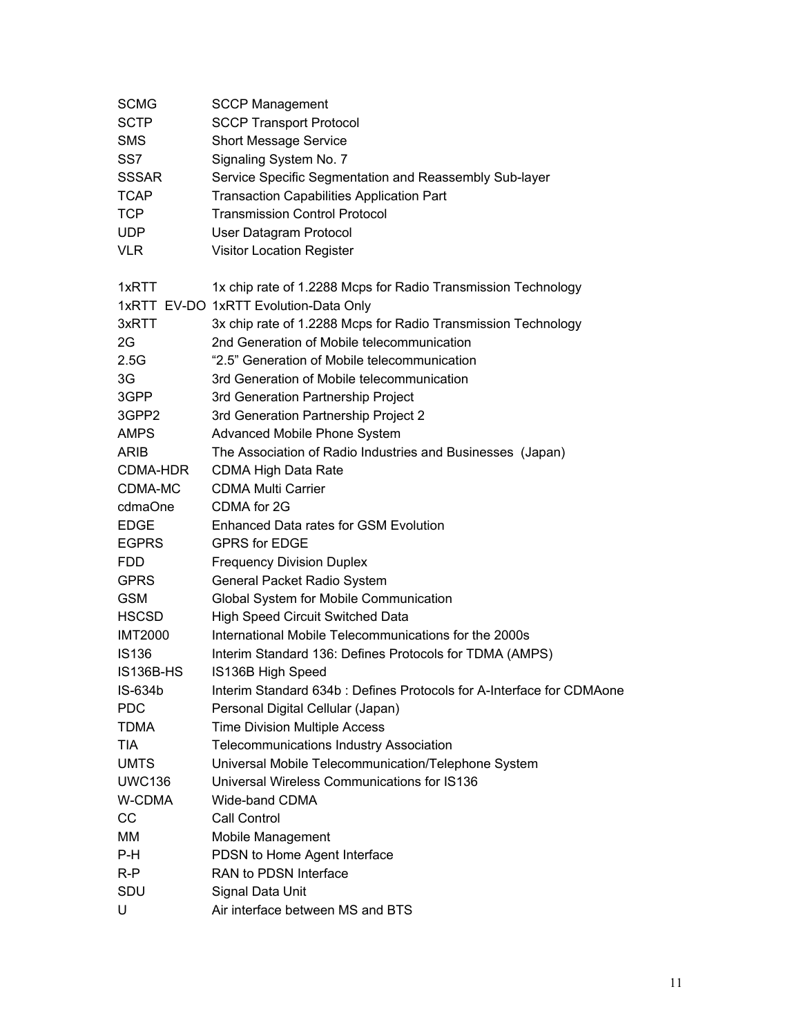| | |
|---|---|
| SCMG | SCCP Management |
| SCTP | SCCP Transport Protocol |
| SMS | Short Message Service |
| SS7 | Signaling System No. 7 |
| SSSAR | Service Specific Segmentation and Reassembly Sub-layer |
| TCAP | Transaction Capabilities Application Part |
| TCP | Transmission Control Protocol |
| UDP | User Datagram Protocol |
| VLR | Visitor Location Register |

| | |
|---|---|
| 1xRTT | 1x chip rate of 1.2288 Mcps for Radio Transmission Technology |
| 1xRTT EV-DO | 1xRTT Evolution-Data Only |
| 3xRTT | 3x chip rate of 1.2288 Mcps for Radio Transmission Technology |
| 2G | 2nd Generation of Mobile telecommunication |
| 2.5G | "2.5" Generation of Mobile telecommunication |
| 3G | 3rd Generation of Mobile telecommunication |
| 3GPP | 3rd Generation Partnership Project |
| 3GPP2 | 3rd Generation Partnership Project 2 |
| AMPS | Advanced Mobile Phone System |
| ARIB | The Association of Radio Industries and Businesses (Japan) |
| CDMA-HDR | CDMA High Data Rate |
| CDMA-MC | CDMA Multi Carrier |
| cdmaOne | CDMA for 2G |
| EDGE | Enhanced Data rates for GSM Evolution |
| EGPRS | GPRS for EDGE |
| FDD | Frequency Division Duplex |
| GPRS | General Packet Radio System |
| GSM | Global System for Mobile Communication |
| HSCSD | High Speed Circuit Switched Data |
| IMT2000 | International Mobile Telecommunications for the 2000s |
| IS136 | Interim Standard 136: Defines Protocols for TDMA (AMPS) |
| IS136B-HS | IS136B High Speed |
| IS-634b | Interim Standard 634b : Defines Protocols for A-Interface for CDMAone |
| PDC | Personal Digital Cellular (Japan) |
| TDMA | Time Division Multiple Access |
| TIA | Telecommunications Industry Association |
| UMTS | Universal Mobile Telecommunication/Telephone System |
| UWC136 | Universal Wireless Communications for IS136 |
| W-CDMA | Wide-band CDMA |
| CC | Call Control |
| MM | Mobile Management |
| P-H | PDSN to Home Agent Interface |
| R-P | RAN to PDSN Interface |
| SDU | Signal Data Unit |
| U | Air interface between MS and BTS |